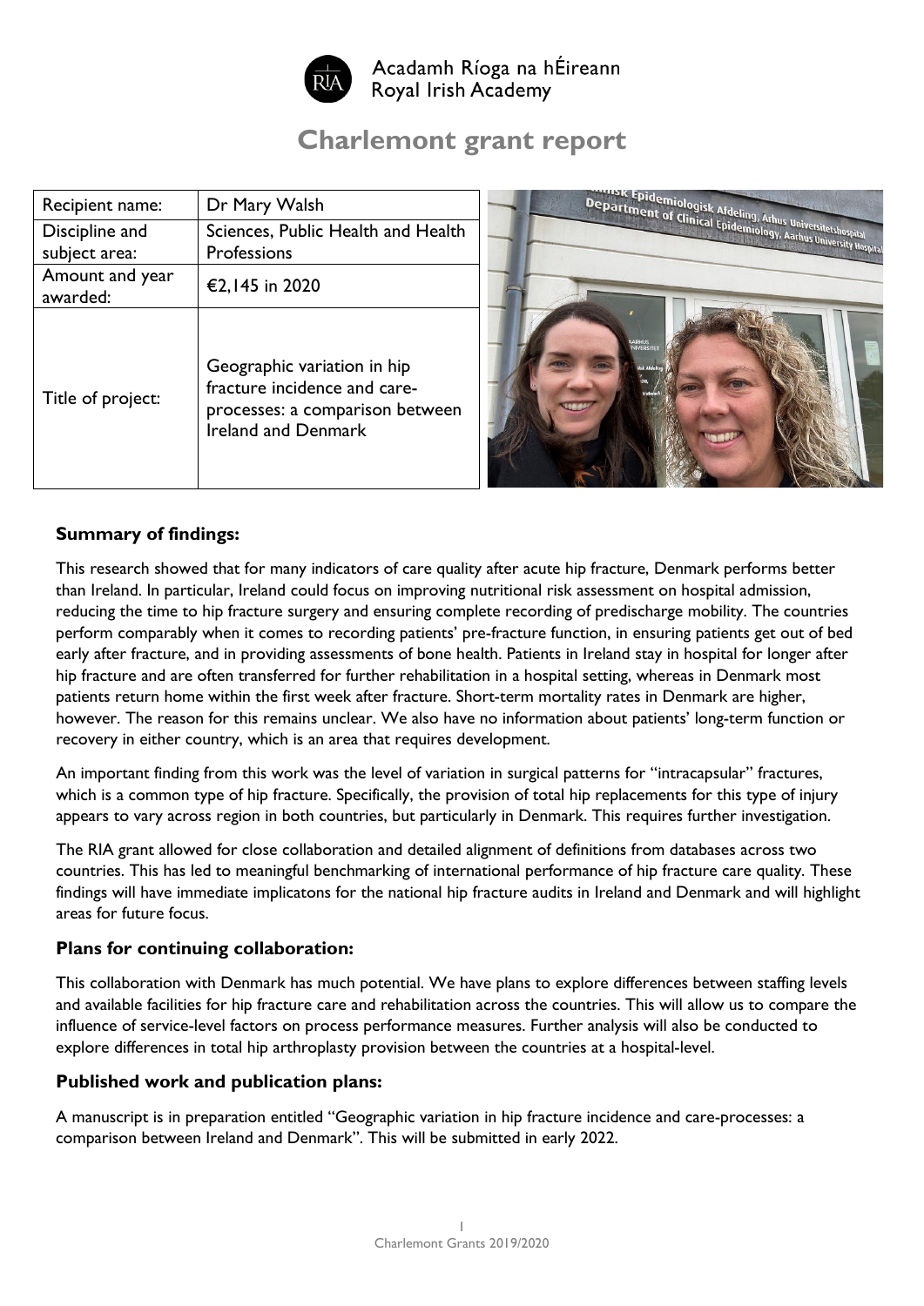Acadamh Ríoga na hÉireann
Royal Irish Academy

# Charlemont grant report

| Recipient name: | Dr Mary Walsh |
|---|---|
| Discipline and subject area: | Sciences, Public Health and Health Professions |
| Amount and year awarded: | €2,145 in 2020 |
| Title of project: | Geographic variation in hip fracture incidence and care-processes: a comparison between Ireland and Denmark |

## Summary of findings:

This research showed that for many indicators of care quality after acute hip fracture, Denmark performs better than Ireland. In particular, Ireland could focus on improving nutritional risk assessment on hospital admission, reducing the time to hip fracture surgery and ensuring complete recording of predischarge mobility. The countries perform comparably when it comes to recording patients' pre-fracture function, in ensuring patients get out of bed early after fracture, and in providing assessments of bone health. Patients in Ireland stay in hospital for longer after hip fracture and are often transferred for further rehabilitation in a hospital setting, whereas in Denmark most patients return home within the first week after fracture. Short-term mortality rates in Denmark are higher, however. The reason for this remains unclear. We also have no information about patients' long-term function or recovery in either country, which is an area that requires development.

An important finding from this work was the level of variation in surgical patterns for "intracapsular" fractures, which is a common type of hip fracture. Specifically, the provision of total hip replacements for this type of injury appears to vary across region in both countries, but particularly in Denmark. This requires further investigation.

The RIA grant allowed for close collaboration and detailed alignment of definitions from databases across two countries. This has led to meaningful benchmarking of international performance of hip fracture care quality. These findings will have immediate implicatons for the national hip fracture audits in Ireland and Denmark and will highlight areas for future focus.

## Plans for continuing collaboration:

This collaboration with Denmark has much potential. We have plans to explore differences between staffing levels and available facilities for hip fracture care and rehabilitation across the countries. This will allow us to compare the influence of service-level factors on process performance measures. Further analysis will also be conducted to explore differences in total hip arthroplasty provision between the countries at a hospital-level.

## Published work and publication plans:

A manuscript is in preparation entitled "Geographic variation in hip fracture incidence and care-processes: a comparison between Ireland and Denmark". This will be submitted in early 2022.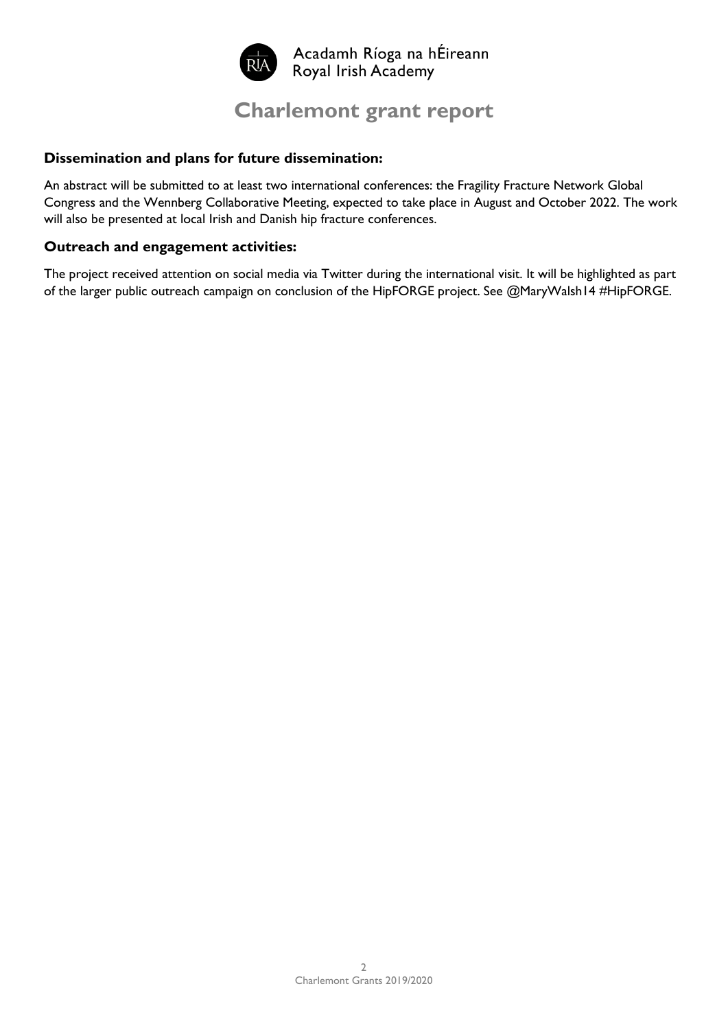# Charlemont grant report

### Dissemination and plans for future dissemination:

An abstract will be submitted to at least two international conferences: the Fragility Fracture Network Global Congress and the Wennberg Collaborative Meeting, expected to take place in August and October 2022. The work will also be presented at local Irish and Danish hip fracture conferences.

### Outreach and engagement activities:

The project received attention on social media via Twitter during the international visit. It will be highlighted as part of the larger public outreach campaign on conclusion of the HipFORGE project. See @MaryWalsh14 #HipFORGE.